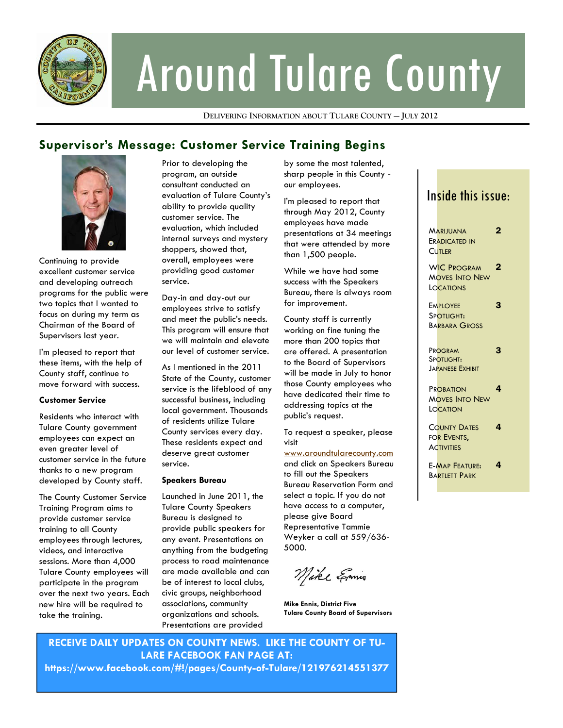# Around Tulare County

DELIVERING INFORMATION ABOUT TULARE COUNTY — JULY 2012

## Supervisor's Message: Customer Service Training Begins

Continuing to provide excellent customer service and developing outreach programs for the public were two topics that I wanted to focus on during my term as Chairman of the Board of Supervisors last year.

I'm pleased to report that these items, with the help of County staff, continue to move forward with success.

**Customer Service**

Residents who interact with Tulare County government employees can expect an even greater level of customer service in the future thanks to a new program developed by County staff.

The County Customer Service Training Program aims to provide customer service training to all County employees through lectures, videos, and interactive sessions. More than 4,000 Tulare County employees will participate in the program over the next two years. Each new hire will be required to take the training.

Prior to developing the program, an outside consultant conducted an evaluation of Tulare County's ability to provide quality customer service. The evaluation, which included internal surveys and mystery shoppers, showed that, overall, employees were providing good customer service.

Day-in and day-out our employees strive to satisfy and meet the public's needs. This program will ensure that we will maintain and elevate our level of customer service.

As I mentioned in the 2011 State of the County, customer service is the lifeblood of any successful business, including local government. Thousands of residents utilize Tulare County services every day. These residents expect and deserve great customer service.

**Speakers Bureau**

Launched in June 2011, the Tulare County Speakers Bureau is designed to provide public speakers for any event. Presentations on anything from the budgeting process to road maintenance are made available and can be of interest to local clubs, civic groups, neighborhood associations, community organizations and schools. Presentations are provided by some the most talented, sharp people in this County - our employees.

I'm pleased to report that through May 2012, County employees have made presentations at 34 meetings that were attended by more than 1,500 people.

While we have had some success with the Speakers Bureau, there is always room for improvement.

County staff is currently working on fine tuning the more than 200 topics that are offered. A presentation to the Board of Supervisors will be made in July to honor those County employees who have dedicated their time to addressing topics at the public's request.

To request a speaker, please visit www.aroundtularecounty.com and click on Speakers Bureau to fill out the Speakers Bureau Reservation Form and select a topic. If you do not have access to a computer, please give Board Representative Tammie Weyker a call at 559/636-5000.

*Mike Ennis*

**Mike Ennis, District Five**
**Tulare County Board of Supervisors**

### Inside this issue:

| | |
|---|---|
| Marijuana Eradicated in Cutler | 2 |
| WIC Program Moves Into New Locations | 2 |
| Employee Spotlight: Barbara Gross | 3 |
| Program Spotlight: Japanese Exhibit | 3 |
| Probation Moves Into New Location | 4 |
| County Dates for Events, Activities | 4 |
| E-Map Feature: Bartlett Park | 4 |

**RECEIVE DAILY UPDATES ON COUNTY NEWS. LIKE THE COUNTY OF TULARE FACEBOOK FAN PAGE AT: https://www.facebook.com/#!/pages/County-of-Tulare/121976214551377**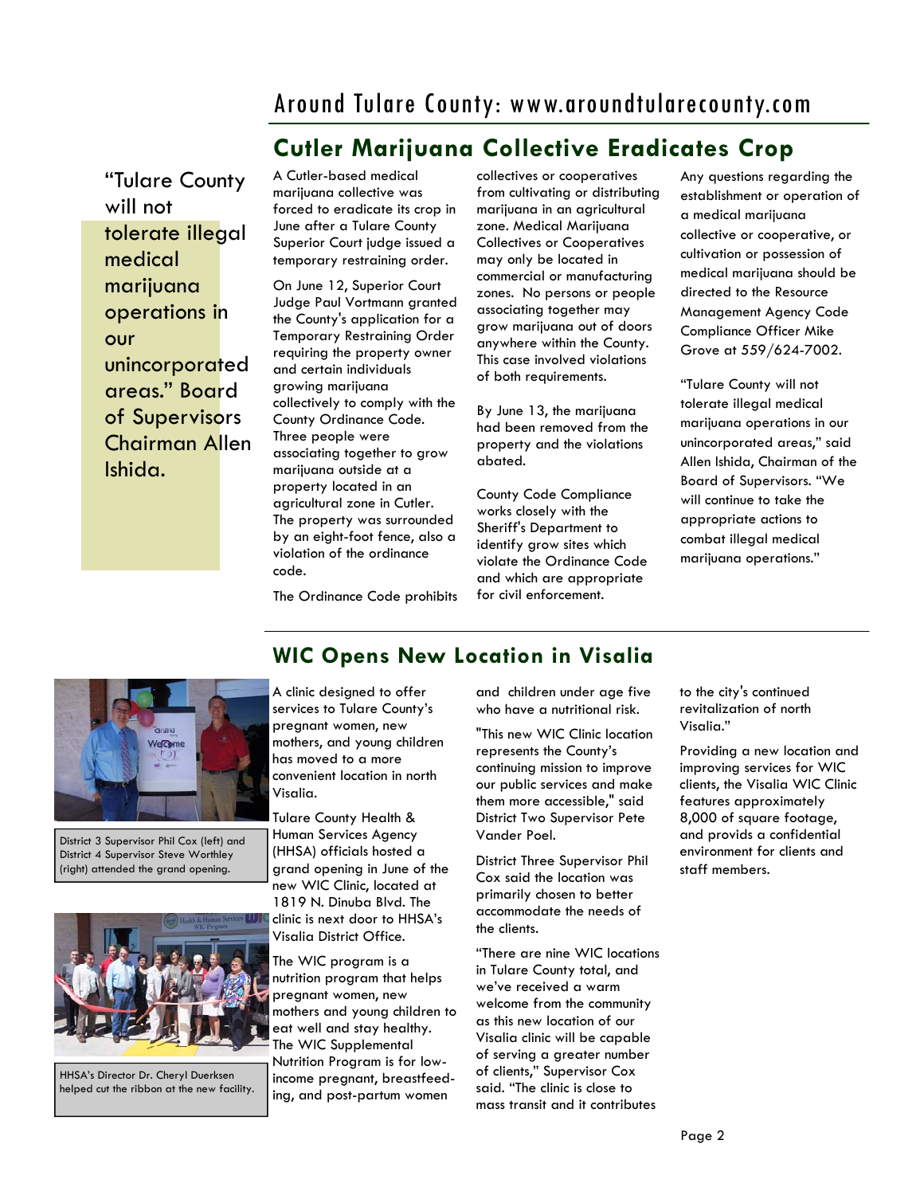## Cutler Marijuana Collective Eradicates Crop

"Tulare County will not tolerate illegal medical marijuana operations in our unincorporated areas." Board of Supervisors Chairman Allen Ishida.

A Cutler-based medical marijuana collective was forced to eradicate its crop in June after a Tulare County Superior Court judge issued a temporary restraining order.

On June 12, Superior Court Judge Paul Vortmann granted the County's application for a Temporary Restraining Order requiring the property owner and certain individuals growing marijuana collectively to comply with the County Ordinance Code. Three people were associating together to grow marijuana outside at a property located in an agricultural zone in Cutler. The property was surrounded by an eight-foot fence, also a violation of the ordinance code.

The Ordinance Code prohibits collectives or cooperatives from cultivating or distributing marijuana in an agricultural zone. Medical Marijuana Collectives or Cooperatives may only be located in commercial or manufacturing zones. No persons or people associating together may grow marijuana out of doors anywhere within the County. This case involved violations of both requirements.

By June 13, the marijuana had been removed from the property and the violations abated.

County Code Compliance works closely with the Sheriff's Department to identify grow sites which violate the Ordinance Code and which are appropriate for civil enforcement.

Any questions regarding the establishment or operation of a medical marijuana collective or cooperative, or cultivation or possession of medical marijuana should be directed to the Resource Management Agency Code Compliance Officer Mike Grove at 559/624-7002.

"Tulare County will not tolerate illegal medical marijuana operations in our unincorporated areas," said Allen Ishida, Chairman of the Board of Supervisors. "We will continue to take the appropriate actions to combat illegal medical marijuana operations."

## WIC Opens New Location in Visalia

District 3 Supervisor Phil Cox (left) and District 4 Supervisor Steve Worthley (right) attended the grand opening.

HHSA's Director Dr. Cheryl Duerksen helped cut the ribbon at the new facility.

A clinic designed to offer services to Tulare County's pregnant women, new mothers, and young children has moved to a more convenient location in north Visalia.

Tulare County Health & Human Services Agency (HHSA) officials hosted a grand opening in June of the new WIC Clinic, located at 1819 N. Dinuba Blvd. The clinic is next door to HHSA's Visalia District Office.

The WIC program is a nutrition program that helps pregnant women, new mothers and young children to eat well and stay healthy. The WIC Supplemental Nutrition Program is for low-income pregnant, breastfeed-ing, and post-partum women and children under age five who have a nutritional risk.

"This new WIC Clinic location represents the County's continuing mission to improve our public services and make them more accessible," said District Two Supervisor Pete Vander Poel.

District Three Supervisor Phil Cox said the location was primarily chosen to better accommodate the needs of the clients.

"There are nine WIC locations in Tulare County total, and we've received a warm welcome from the community as this new location of our Visalia clinic will be capable of serving a greater number of clients," Supervisor Cox said. "The clinic is close to mass transit and it contributes to the city's continued revitalization of north Visalia."

Providing a new location and improving services for WIC clients, the Visalia WIC Clinic features approximately 8,000 of square footage, and provids a confidential environment for clients and staff members.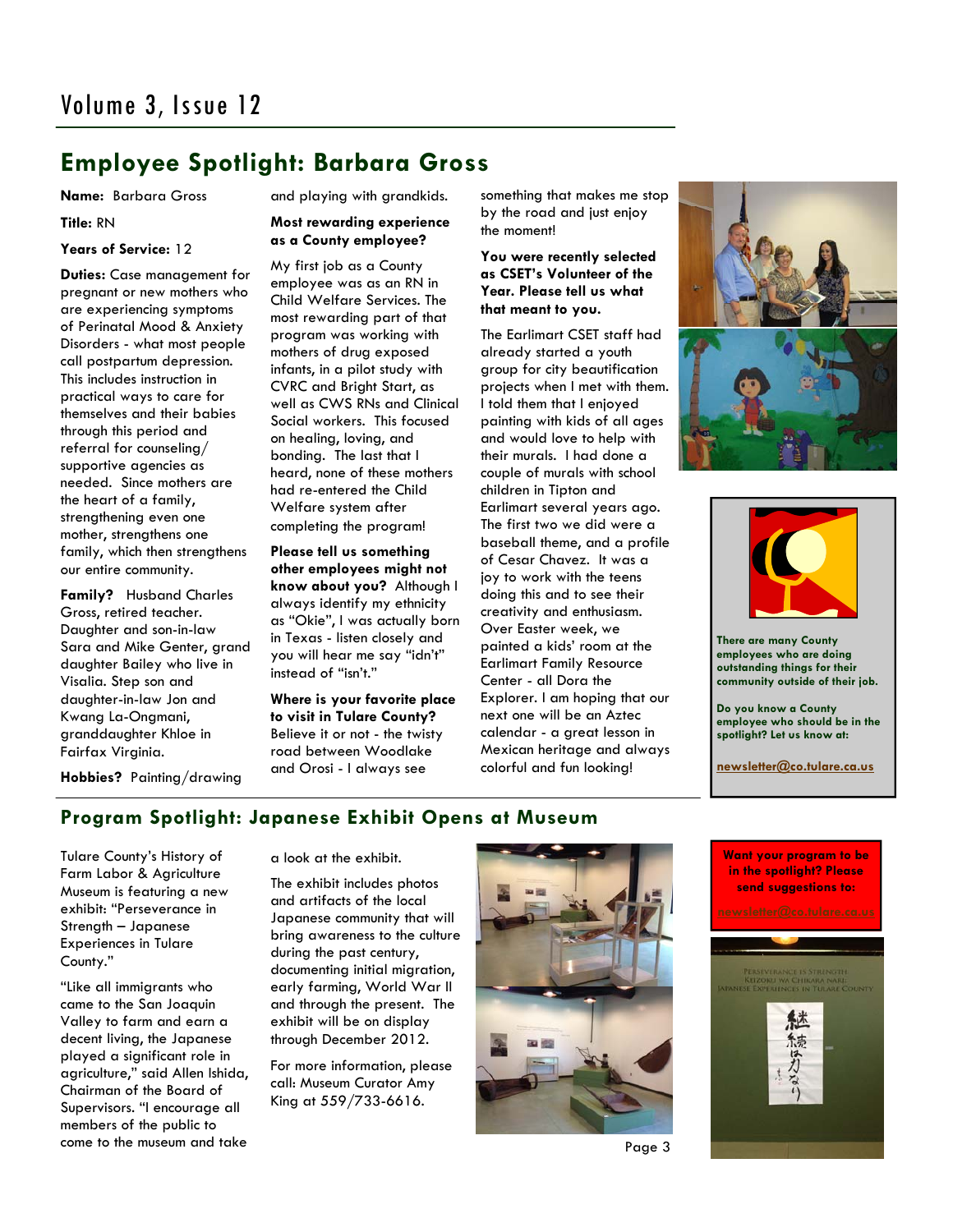## Employee Spotlight: Barbara Gross

**Name:** Barbara Gross

**Title:** RN

**Years of Service:** 12

**Duties:** Case management for pregnant or new mothers who are experiencing symptoms of Perinatal Mood & Anxiety Disorders - what most people call postpartum depression. This includes instruction in practical ways to care for themselves and their babies through this period and referral for counseling/ supportive agencies as needed. Since mothers are the heart of a family, strengthening even one mother, strengthens one family, which then strengthens our entire community.

**Family?** Husband Charles Gross, retired teacher. Daughter and son-in-law Sara and Mike Genter, grand daughter Bailey who live in Visalia. Step son and daughter-in-law Jon and Kwang La-Ongmani, granddaughter Khloe in Fairfax Virginia.

**Hobbies?** Painting/drawing and playing with grandkids.

**Most rewarding experience as a County employee?**

My first job as a County employee was as an RN in Child Welfare Services. The most rewarding part of that program was working with mothers of drug exposed infants, in a pilot study with CVRC and Bright Start, as well as CWS RNs and Clinical Social workers. This focused on healing, loving, and bonding. The last that I heard, none of these mothers had re-entered the Child Welfare system after completing the program!

**Please tell us something other employees might not know about you?** Although I always identify my ethnicity as "Okie", I was actually born in Texas - listen closely and you will hear me say "idn't" instead of "isn't."

**Where is your favorite place to visit in Tulare County?**

Believe it or not - the twisty road between Woodlake and Orosi - I always see something that makes me stop by the road and just enjoy the moment!

**You were recently selected as CSET's Volunteer of the Year. Please tell us what that meant to you.**

The Earlimart CSET staff had already started a youth group for city beautification projects when I met with them. I told them that I enjoyed painting with kids of all ages and would love to help with their murals. I had done a couple of murals with school children in Tipton and Earlimart several years ago. The first two we did were a baseball theme, and a profile of Cesar Chavez. It was a joy to work with the teens doing this and to see their creativity and enthusiasm. Over Easter week, we painted a kids' room at the Earlimart Family Resource Center - all Dora the Explorer. I am hoping that our next one will be an Aztec calendar - a great lesson in Mexican heritage and always colorful and fun looking!

**There are many County employees who are doing outstanding things for their community outside of their job.**

**Do you know a County employee who should be in the spotlight? Let us know at:**

**newsletter@co.tulare.ca.us**

## Program Spotlight: Japanese Exhibit Opens at Museum

Tulare County's History of Farm Labor & Agriculture Museum is featuring a new exhibit: "Perseverance in Strength – Japanese Experiences in Tulare County."

"Like all immigrants who came to the San Joaquin Valley to farm and earn a decent living, the Japanese played a significant role in agriculture," said Allen Ishida, Chairman of the Board of Supervisors. "I encourage all members of the public to come to the museum and take a look at the exhibit.

The exhibit includes photos and artifacts of the local Japanese community that will bring awareness to the culture during the past century, documenting initial migration, early farming, World War II and through the present. The exhibit will be on display through December 2012.

For more information, please call: Museum Curator Amy King at 559/733-6616.

**Want your program to be in the spotlight? Please send suggestions to:**

**newsletter@co.tulare.ca.us**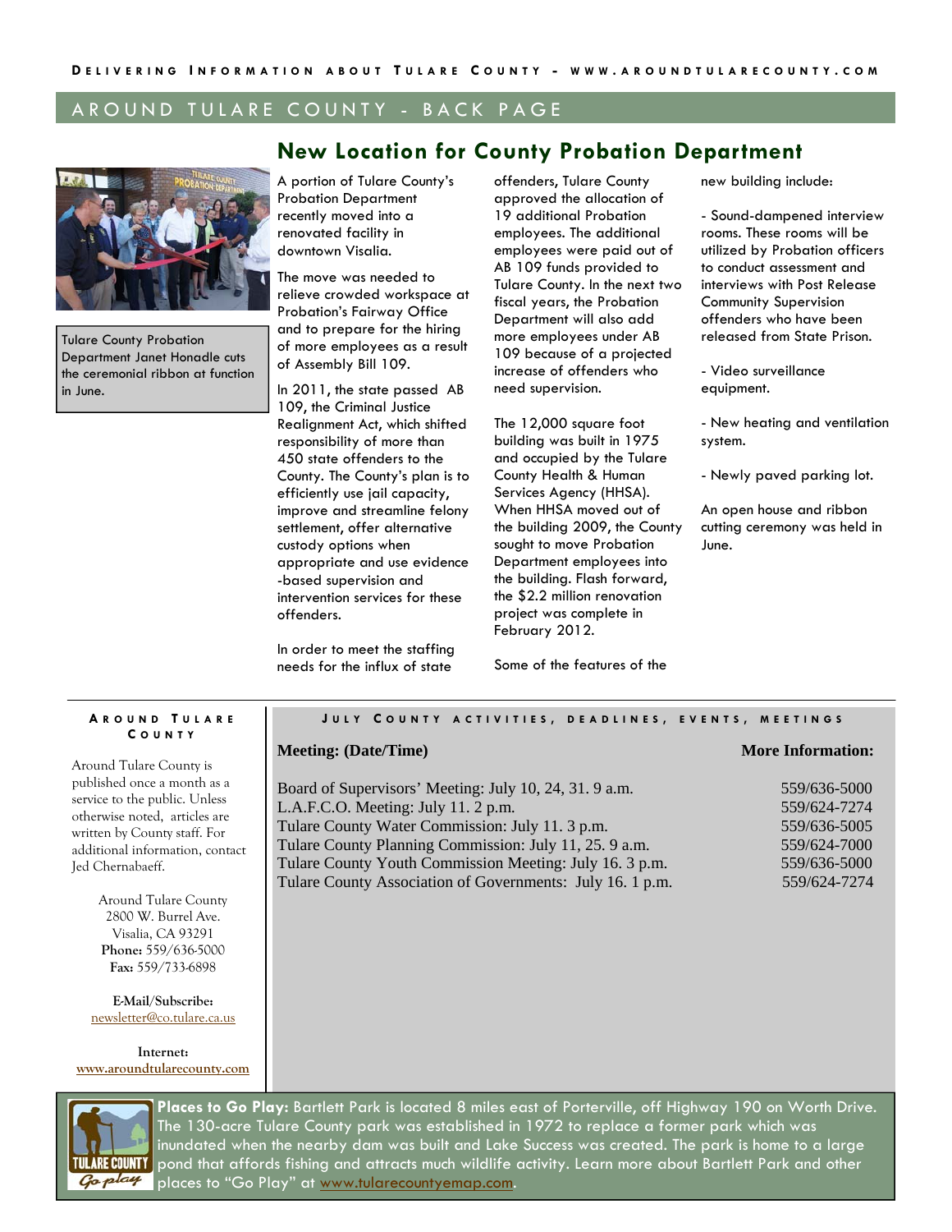AROUND TULARE COUNTY - BACK PAGE

## New Location for County Probation Department

Tulare County Probation Department Janet Honadle cuts the ceremonial ribbon at function in June.

A portion of Tulare County's Probation Department recently moved into a renovated facility in downtown Visalia.

The move was needed to relieve crowded workspace at Probation's Fairway Office and to prepare for the hiring of more employees as a result of Assembly Bill 109.

In 2011, the state passed AB 109, the Criminal Justice Realignment Act, which shifted responsibility of more than 450 state offenders to the County. The County's plan is to efficiently use jail capacity, improve and streamline felony settlement, offer alternative custody options when appropriate and use evidence -based supervision and intervention services for these offenders.

In order to meet the staffing needs for the influx of state offenders, Tulare County approved the allocation of 19 additional Probation employees. The additional employees were paid out of AB 109 funds provided to Tulare County. In the next two fiscal years, the Probation Department will also add more employees under AB 109 because of a projected increase of offenders who need supervision.

The 12,000 square foot building was built in 1975 and occupied by the Tulare County Health & Human Services Agency (HHSA). When HHSA moved out of the building 2009, the County sought to move Probation Department employees into the building. Flash forward, the $2.2 million renovation project was complete in February 2012.

Some of the features of the new building include:

- Sound-dampened interview rooms. These rooms will be utilized by Probation officers to conduct assessment and interviews with Post Release Community Supervision offenders who have been released from State Prison.

- Video surveillance equipment.

- New heating and ventilation system.

- Newly paved parking lot.

An open house and ribbon cutting ceremony was held in June.

### Around Tulare County

Around Tulare County is published once a month as a service to the public. Unless otherwise noted, articles are written by County staff. For additional information, contact Jed Chernabaeff.

Around Tulare County
2800 W. Burrel Ave.
Visalia, CA 93291
**Phone:** 559/636-5000
**Fax:** 559/733-6898

**E-Mail/Subscribe:**
newsletter@co.tulare.ca.us

**Internet:**
www.aroundtularecounty.com

### July County Activities, Deadlines, Events, Meetings

| Meeting: (Date/Time) | More Information: |
|---|---|
| Board of Supervisors' Meeting: July 10, 24, 31. 9 a.m. | 559/636-5000 |
| L.A.F.C.O. Meeting: July 11. 2 p.m. | 559/624-7274 |
| Tulare County Water Commission: July 11. 3 p.m. | 559/636-5005 |
| Tulare County Planning Commission: July 11, 25. 9 a.m. | 559/624-7000 |
| Tulare County Youth Commission Meeting: July 16. 3 p.m. | 559/636-5000 |
| Tulare County Association of Governments: July 16. 1 p.m. | 559/624-7274 |

**Places to Go Play:** Bartlett Park is located 8 miles east of Porterville, off Highway 190 on Worth Drive. The 130-acre Tulare County park was established in 1972 to replace a former park which was inundated when the nearby dam was built and Lake Success was created. The park is home to a large pond that affords fishing and attracts much wildlife activity. Learn more about Bartlett Park and other places to "Go Play" at www.tularecountyemap.com.